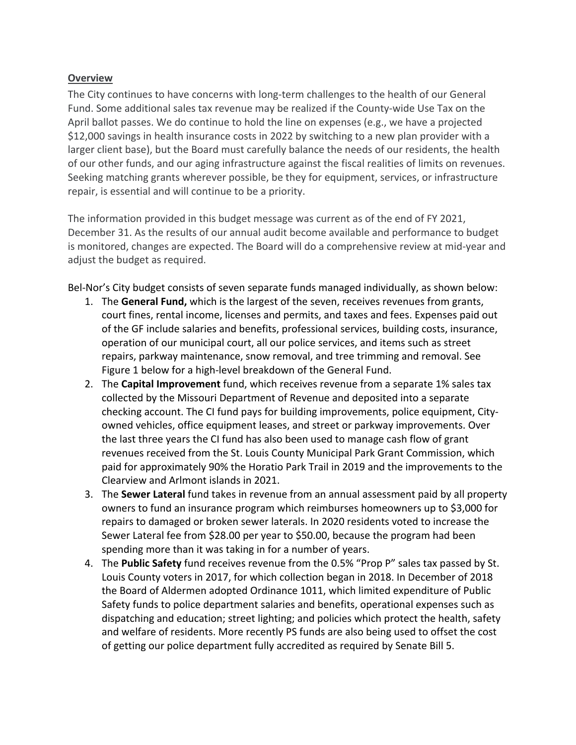## Overview

The City continues to have concerns with long-term challenges to the health of our General Fund. Some additional sales tax revenue may be realized if the County-wide Use Tax on the April ballot passes. We do continue to hold the line on expenses (e.g., we have a projected $12,000 savings in health insurance costs in 2022 by switching to a new plan provider with a larger client base), but the Board must carefully balance the needs of our residents, the health of our other funds, and our aging infrastructure against the fiscal realities of limits on revenues. Seeking matching grants wherever possible, be they for equipment, services, or infrastructure repair, is essential and will continue to be a priority.

The information provided in this budget message was current as of the end of FY 2021, December 31. As the results of our annual audit become available and performance to budget is monitored, changes are expected. The Board will do a comprehensive review at mid-year and adjust the budget as required.

Bel-Nor's City budget consists of seven separate funds managed individually, as shown below:

1. The **General Fund,** which is the largest of the seven, receives revenues from grants, court fines, rental income, licenses and permits, and taxes and fees. Expenses paid out of the GF include salaries and benefits, professional services, building costs, insurance, operation of our municipal court, all our police services, and items such as street repairs, parkway maintenance, snow removal, and tree trimming and removal. See Figure 1 below for a high-level breakdown of the General Fund.
2. The **Capital Improvement** fund, which receives revenue from a separate 1% sales tax collected by the Missouri Department of Revenue and deposited into a separate checking account. The CI fund pays for building improvements, police equipment, City-owned vehicles, office equipment leases, and street or parkway improvements. Over the last three years the CI fund has also been used to manage cash flow of grant revenues received from the St. Louis County Municipal Park Grant Commission, which paid for approximately 90% the Horatio Park Trail in 2019 and the improvements to the Clearview and Arlmont islands in 2021.
3. The **Sewer Lateral** fund takes in revenue from an annual assessment paid by all property owners to fund an insurance program which reimburses homeowners up to $3,000 for repairs to damaged or broken sewer laterals. In 2020 residents voted to increase the Sewer Lateral fee from $28.00 per year to $50.00, because the program had been spending more than it was taking in for a number of years.
4. The **Public Safety** fund receives revenue from the 0.5% "Prop P" sales tax passed by St. Louis County voters in 2017, for which collection began in 2018. In December of 2018 the Board of Aldermen adopted Ordinance 1011, which limited expenditure of Public Safety funds to police department salaries and benefits, operational expenses such as dispatching and education; street lighting; and policies which protect the health, safety and welfare of residents. More recently PS funds are also being used to offset the cost of getting our police department fully accredited as required by Senate Bill 5.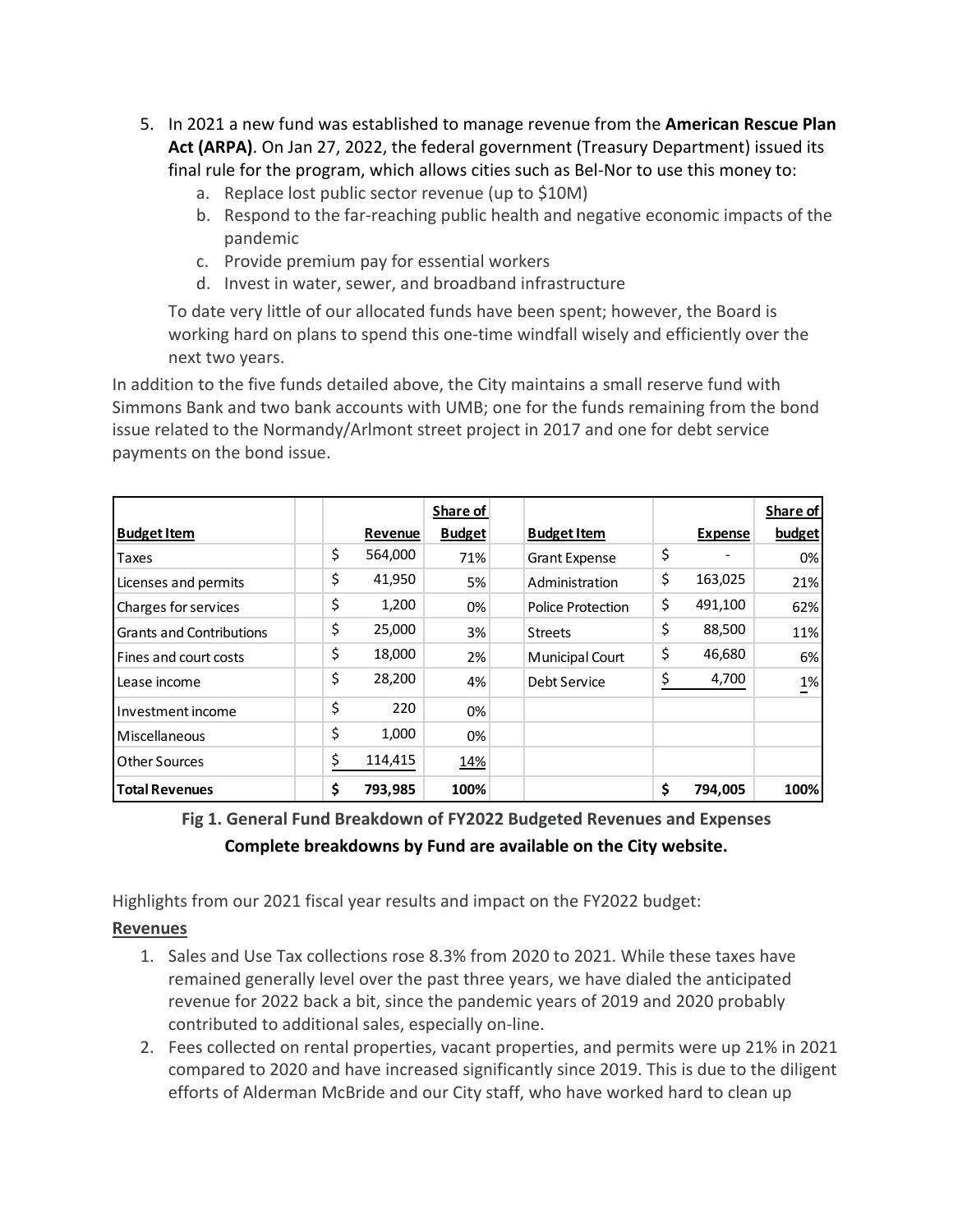5. In 2021 a new fund was established to manage revenue from the **American Rescue Plan Act (ARPA)**. On Jan 27, 2022, the federal government (Treasury Department) issued its final rule for the program, which allows cities such as Bel-Nor to use this money to:
   a. Replace lost public sector revenue (up to $10M)
   b. Respond to the far-reaching public health and negative economic impacts of the pandemic
   c. Provide premium pay for essential workers
   d. Invest in water, sewer, and broadband infrastructure

   To date very little of our allocated funds have been spent; however, the Board is working hard on plans to spend this one-time windfall wisely and efficiently over the next two years.

In addition to the five funds detailed above, the City maintains a small reserve fund with Simmons Bank and two bank accounts with UMB; one for the funds remaining from the bond issue related to the Normandy/Armont street project in 2017 and one for debt service payments on the bond issue.

| Budget Item | Revenue | Share of Budget | Budget Item | Expense | Share of budget |
|---|---|---|---|---|---|
| Taxes | $ 564,000 | 71% | Grant Expense | $ - | 0% |
| Licenses and permits | $ 41,950 | 5% | Administration | $ 163,025 | 21% |
| Charges for services | $ 1,200 | 0% | Police Protection | $ 491,100 | 62% |
| Grants and Contributions | $ 25,000 | 3% | Streets | $ 88,500 | 11% |
| Fines and court costs | $ 18,000 | 2% | Municipal Court | $ 46,680 | 6% |
| Lease income | $ 28,200 | 4% | Debt Service | $ 4,700 | 1% |
| Investment income | $ 220 | 0% | | | |
| Miscellaneous | $ 1,000 | 0% | | | |
| Other Sources | $ 114,415 | 14% | | | |
| **Total Revenues** | **$ 793,985** | **100%** | | **$ 794,005** | **100%** |

**Fig 1. General Fund Breakdown of FY2022 Budgeted Revenues and Expenses**

**Complete breakdowns by Fund are available on the City website.**

Highlights from our 2021 fiscal year results and impact on the FY2022 budget:

**Revenues**

1. Sales and Use Tax collections rose 8.3% from 2020 to 2021. While these taxes have remained generally level over the past three years, we have dialed the anticipated revenue for 2022 back a bit, since the pandemic years of 2019 and 2020 probably contributed to additional sales, especially on-line.
2. Fees collected on rental properties, vacant properties, and permits were up 21% in 2021 compared to 2020 and have increased significantly since 2019. This is due to the diligent efforts of Alderman McBride and our City staff, who have worked hard to clean up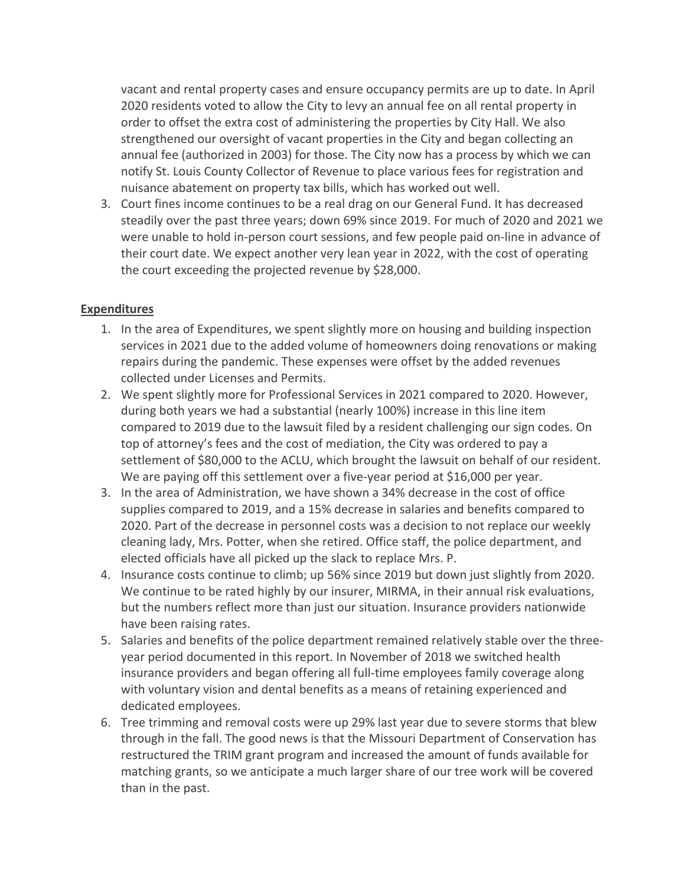vacant and rental property cases and ensure occupancy permits are up to date. In April 2020 residents voted to allow the City to levy an annual fee on all rental property in order to offset the extra cost of administering the properties by City Hall. We also strengthened our oversight of vacant properties in the City and began collecting an annual fee (authorized in 2003) for those. The City now has a process by which we can notify St. Louis County Collector of Revenue to place various fees for registration and nuisance abatement on property tax bills, which has worked out well.

3. Court fines income continues to be a real drag on our General Fund. It has decreased steadily over the past three years; down 69% since 2019. For much of 2020 and 2021 we were unable to hold in-person court sessions, and few people paid on-line in advance of their court date. We expect another very lean year in 2022, with the cost of operating the court exceeding the projected revenue by $28,000.

**Expenditures**

1. In the area of Expenditures, we spent slightly more on housing and building inspection services in 2021 due to the added volume of homeowners doing renovations or making repairs during the pandemic. These expenses were offset by the added revenues collected under Licenses and Permits.
2. We spent slightly more for Professional Services in 2021 compared to 2020. However, during both years we had a substantial (nearly 100%) increase in this line item compared to 2019 due to the lawsuit filed by a resident challenging our sign codes. On top of attorney's fees and the cost of mediation, the City was ordered to pay a settlement of $80,000 to the ACLU, which brought the lawsuit on behalf of our resident. We are paying off this settlement over a five-year period at $16,000 per year.
3. In the area of Administration, we have shown a 34% decrease in the cost of office supplies compared to 2019, and a 15% decrease in salaries and benefits compared to 2020. Part of the decrease in personnel costs was a decision to not replace our weekly cleaning lady, Mrs. Potter, when she retired. Office staff, the police department, and elected officials have all picked up the slack to replace Mrs. P.
4. Insurance costs continue to climb; up 56% since 2019 but down just slightly from 2020. We continue to be rated highly by our insurer, MIRMA, in their annual risk evaluations, but the numbers reflect more than just our situation. Insurance providers nationwide have been raising rates.
5. Salaries and benefits of the police department remained relatively stable over the three-year period documented in this report. In November of 2018 we switched health insurance providers and began offering all full-time employees family coverage along with voluntary vision and dental benefits as a means of retaining experienced and dedicated employees.
6. Tree trimming and removal costs were up 29% last year due to severe storms that blew through in the fall. The good news is that the Missouri Department of Conservation has restructured the TRIM grant program and increased the amount of funds available for matching grants, so we anticipate a much larger share of our tree work will be covered than in the past.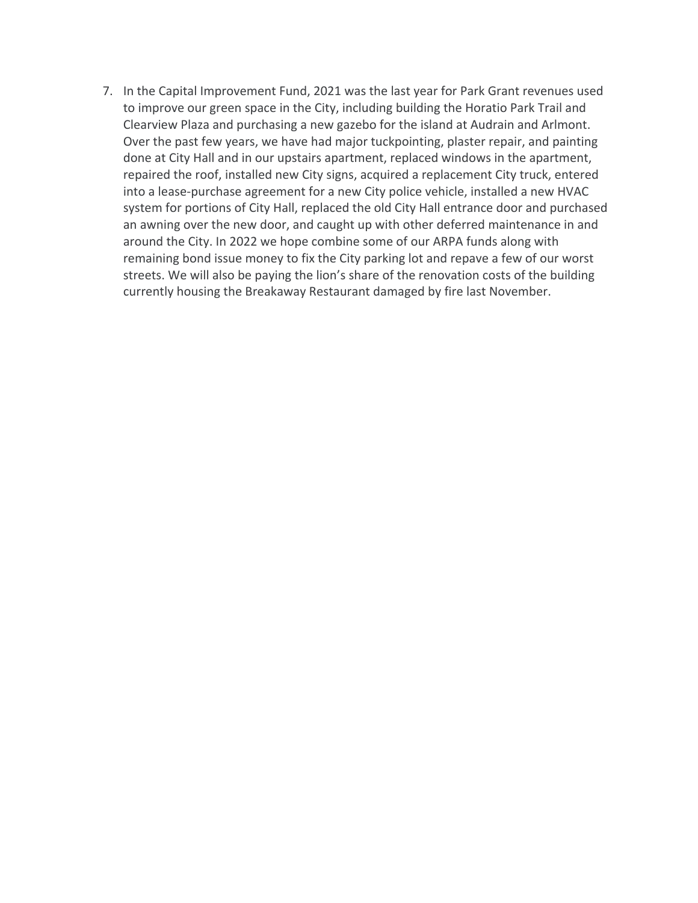7. In the Capital Improvement Fund, 2021 was the last year for Park Grant revenues used to improve our green space in the City, including building the Horatio Park Trail and Clearview Plaza and purchasing a new gazebo for the island at Audrain and Arlmont. Over the past few years, we have had major tuckpointing, plaster repair, and painting done at City Hall and in our upstairs apartment, replaced windows in the apartment, repaired the roof, installed new City signs, acquired a replacement City truck, entered into a lease-purchase agreement for a new City police vehicle, installed a new HVAC system for portions of City Hall, replaced the old City Hall entrance door and purchased an awning over the new door, and caught up with other deferred maintenance in and around the City. In 2022 we hope combine some of our ARPA funds along with remaining bond issue money to fix the City parking lot and repave a few of our worst streets. We will also be paying the lion's share of the renovation costs of the building currently housing the Breakaway Restaurant damaged by fire last November.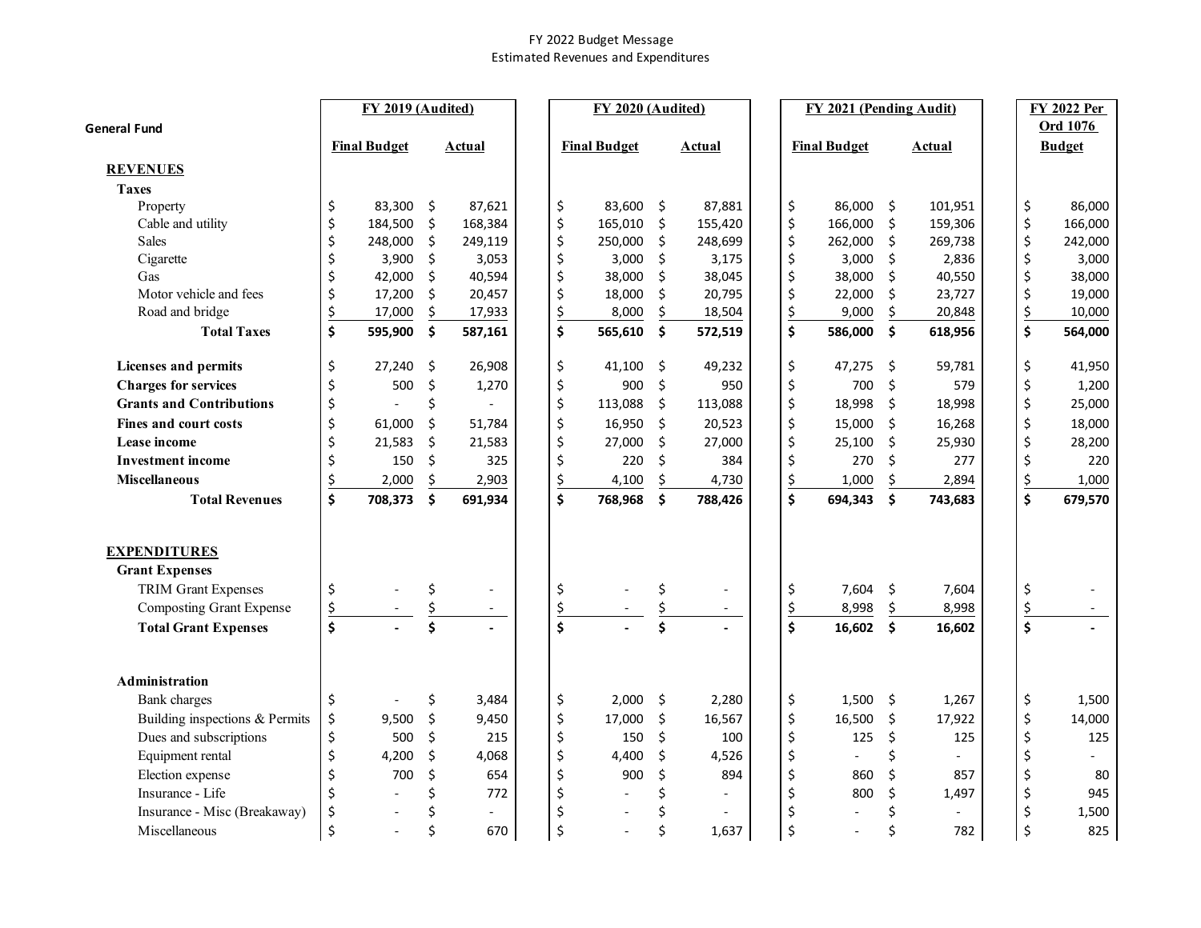FY 2022 Budget Message
Estimated Revenues and Expenditures

| General Fund | FY 2019 (Audited) | | FY 2020 (Audited) | | FY 2021 (Pending Audit) | | FY 2022 Per Ord 1076 |
|---|---|---|---|---|---|---|---|
| | Final Budget | Actual | Final Budget | Actual | Final Budget | Actual | Budget |
| **REVENUES** | | | | | | | |
| **Taxes** | | | | | | | |
| Property | $ 83,300 | $ 87,621 | $ 83,600 | $ 87,881 | $ 86,000 | $ 101,951 | $ 86,000 |
| Cable and utility | $ 184,500 | $ 168,384 | $ 165,010 | $ 155,420 | $ 166,000 | $ 159,306 | $ 166,000 |
| Sales | $ 248,000 | $ 249,119 | $ 250,000 | $ 248,699 | $ 262,000 | $ 269,738 | $ 242,000 |
| Cigarette | $ 3,900 | $ 3,053 | $ 3,000 | $ 3,175 | $ 3,000 | $ 2,836 | $ 3,000 |
| Gas | $ 42,000 | $ 40,594 | $ 38,000 | $ 38,045 | $ 38,000 | $ 40,550 | $ 38,000 |
| Motor vehicle and fees | $ 17,200 | $ 20,457 | $ 18,000 | $ 20,795 | $ 22,000 | $ 23,727 | $ 19,000 |
| Road and bridge | $ 17,000 | $ 17,933 | $ 8,000 | $ 18,504 | $ 9,000 | $ 20,848 | $ 10,000 |
| **Total Taxes** | **$ 595,900** | **$ 587,161** | **$ 565,610** | **$ 572,519** | **$ 586,000** | **$ 618,956** | **$ 564,000** |
| **Licenses and permits** | $ 27,240 | $ 26,908 | $ 41,100 | $ 49,232 | $ 47,275 | $ 59,781 | $ 41,950 |
| **Charges for services** | $ 500 | $ 1,270 | $ 900 | $ 950 | $ 700 | $ 579 | $ 1,200 |
| **Grants and Contributions** | $ - | $ - | $ 113,088 | $ 113,088 | $ 18,998 | $ 18,998 | $ 25,000 |
| **Fines and court costs** | $ 61,000 | $ 51,784 | $ 16,950 | $ 20,523 | $ 15,000 | $ 16,268 | $ 18,000 |
| **Lease income** | $ 21,583 | $ 21,583 | $ 27,000 | $ 27,000 | $ 25,100 | $ 25,930 | $ 28,200 |
| **Investment income** | $ 150 | $ 325 | $ 220 | $ 384 | $ 270 | $ 277 | $ 220 |
| **Miscellaneous** | $ 2,000 | $ 2,903 | $ 4,100 | $ 4,730 | $ 1,000 | $ 2,894 | $ 1,000 |
| **Total Revenues** | **$ 708,373** | **$ 691,934** | **$ 768,968** | **$ 788,426** | **$ 694,343** | **$ 743,683** | **$ 679,570** |
| **EXPENDITURES** | | | | | | | |
| **Grant Expenses** | | | | | | | |
| TRIM Grant Expenses | $ - | $ - | $ - | $ - | $ 7,604 | $ 7,604 | $ - |
| Composting Grant Expense | $ - | $ - | $ - | $ - | $ 8,998 | $ 8,998 | $ - |
| **Total Grant Expenses** | **$ -** | **$ -** | **$ -** | **$ -** | **$ 16,602** | **$ 16,602** | **$ -** |
| **Administration** | | | | | | | |
| Bank charges | $ - | $ 3,484 | $ 2,000 | $ 2,280 | $ 1,500 | $ 1,267 | $ 1,500 |
| Building inspections & Permits | $ 9,500 | $ 9,450 | $ 17,000 | $ 16,567 | $ 16,500 | $ 17,922 | $ 14,000 |
| Dues and subscriptions | $ 500 | $ 215 | $ 150 | $ 100 | $ 125 | $ 125 | $ 125 |
| Equipment rental | $ 4,200 | $ 4,068 | $ 4,400 | $ 4,526 | $ - | $ - | $ - |
| Election expense | $ 700 | $ 654 | $ 900 | $ 894 | $ 860 | $ 857 | $ 80 |
| Insurance - Life | $ - | $ 772 | $ - | $ - | $ 800 | $ 1,497 | $ 945 |
| Insurance - Misc (Breakaway) | $ - | $ - | $ - | $ - | $ - | $ - | $ 1,500 |
| Miscellaneous | $ - | $ 670 | $ - | $ 1,637 | $ - | $ 782 | $ 825 |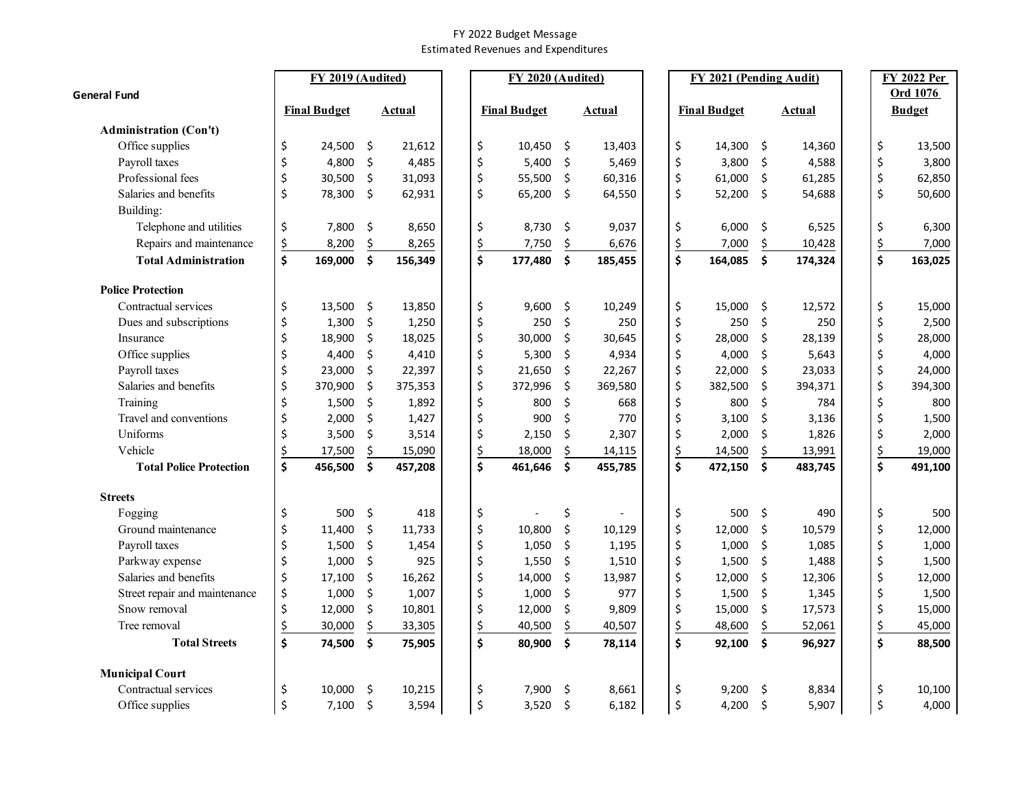FY 2022 Budget Message
Estimated Revenues and Expenditures

| General Fund | FY 2019 (Audited) Final Budget | FY 2019 (Audited) Actual | FY 2020 (Audited) Final Budget | FY 2020 (Audited) Actual | FY 2021 (Pending Audit) Final Budget | FY 2021 (Pending Audit) Actual | FY 2022 Per Ord 1076 Budget |
|---|---|---|---|---|---|---|---|
| **Administration (Con't)** | | | | | | | |
| Office supplies | $ 24,500 | $ 21,612 | $ 10,450 | $ 13,403 | $ 14,300 | $ 14,360 | $ 13,500 |
| Payroll taxes | $ 4,800 | $ 4,485 | $ 5,400 | $ 5,469 | $ 3,800 | $ 4,588 | $ 3,800 |
| Professional fees | $ 30,500 | $ 31,093 | $ 55,500 | $ 60,316 | $ 61,000 | $ 61,285 | $ 62,850 |
| Salaries and benefits | $ 78,300 | $ 62,931 | $ 65,200 | $ 64,550 | $ 52,200 | $ 54,688 | $ 50,600 |
| Building: | | | | | | | |
| Telephone and utilities | $ 7,800 | $ 8,650 | $ 8,730 | $ 9,037 | $ 6,000 | $ 6,525 | $ 6,300 |
| Repairs and maintenance | $ 8,200 | $ 8,265 | $ 7,750 | $ 6,676 | $ 7,000 | $ 10,428 | $ 7,000 |
| **Total Administration** | **$ 169,000** | **$ 156,349** | **$ 177,480** | **$ 185,455** | **$ 164,085** | **$ 174,324** | **$ 163,025** |
| **Police Protection** | | | | | | | |
| Contractual services | $ 13,500 | $ 13,850 | $ 9,600 | $ 10,249 | $ 15,000 | $ 12,572 | $ 15,000 |
| Dues and subscriptions | $ 1,300 | $ 1,250 | $ 250 | $ 250 | $ 250 | $ 250 | $ 2,500 |
| Insurance | $ 18,900 | $ 18,025 | $ 30,000 | $ 30,645 | $ 28,000 | $ 28,139 | $ 28,000 |
| Office supplies | $ 4,400 | $ 4,410 | $ 5,300 | $ 4,934 | $ 4,000 | $ 5,643 | $ 4,000 |
| Payroll taxes | $ 23,000 | $ 22,397 | $ 21,650 | $ 22,267 | $ 22,000 | $ 23,033 | $ 24,000 |
| Salaries and benefits | $ 370,900 | $ 375,353 | $ 372,996 | $ 369,580 | $ 382,500 | $ 394,371 | $ 394,300 |
| Training | $ 1,500 | $ 1,892 | $ 800 | $ 668 | $ 800 | $ 784 | $ 800 |
| Travel and conventions | $ 2,000 | $ 1,427 | $ 900 | $ 770 | $ 3,100 | $ 3,136 | $ 1,500 |
| Uniforms | $ 3,500 | $ 3,514 | $ 2,150 | $ 2,307 | $ 2,000 | $ 1,826 | $ 2,000 |
| Vehicle | $ 17,500 | $ 15,090 | $ 18,000 | $ 14,115 | $ 14,500 | $ 13,991 | $ 19,000 |
| **Total Police Protection** | **$ 456,500** | **$ 457,208** | **$ 461,646** | **$ 455,785** | **$ 472,150** | **$ 483,745** | **$ 491,100** |
| **Streets** | | | | | | | |
| Fogging | $ 500 | $ 418 | $ - | $ - | $ 500 | $ 490 | $ 500 |
| Ground maintenance | $ 11,400 | $ 11,733 | $ 10,800 | $ 10,129 | $ 12,000 | $ 10,579 | $ 12,000 |
| Payroll taxes | $ 1,500 | $ 1,454 | $ 1,050 | $ 1,195 | $ 1,000 | $ 1,085 | $ 1,000 |
| Parkway expense | $ 1,000 | $ 925 | $ 1,550 | $ 1,510 | $ 1,500 | $ 1,488 | $ 1,500 |
| Salaries and benefits | $ 17,100 | $ 16,262 | $ 14,000 | $ 13,987 | $ 12,000 | $ 12,306 | $ 12,000 |
| Street repair and maintenance | $ 1,000 | $ 1,007 | $ 1,000 | $ 977 | $ 1,500 | $ 1,345 | $ 1,500 |
| Snow removal | $ 12,000 | $ 10,801 | $ 12,000 | $ 9,809 | $ 15,000 | $ 17,573 | $ 15,000 |
| Tree removal | $ 30,000 | $ 33,305 | $ 40,500 | $ 40,507 | $ 48,600 | $ 52,061 | $ 45,000 |
| **Total Streets** | **$ 74,500** | **$ 75,905** | **$ 80,900** | **$ 78,114** | **$ 92,100** | **$ 96,927** | **$ 88,500** |
| **Municipal Court** | | | | | | | |
| Contractual services | $ 10,000 | $ 10,215 | $ 7,900 | $ 8,661 | $ 9,200 | $ 8,834 | $ 10,100 |
| Office supplies | $ 7,100 | $ 3,594 | $ 3,520 | $ 6,182 | $ 4,200 | $ 5,907 | $ 4,000 |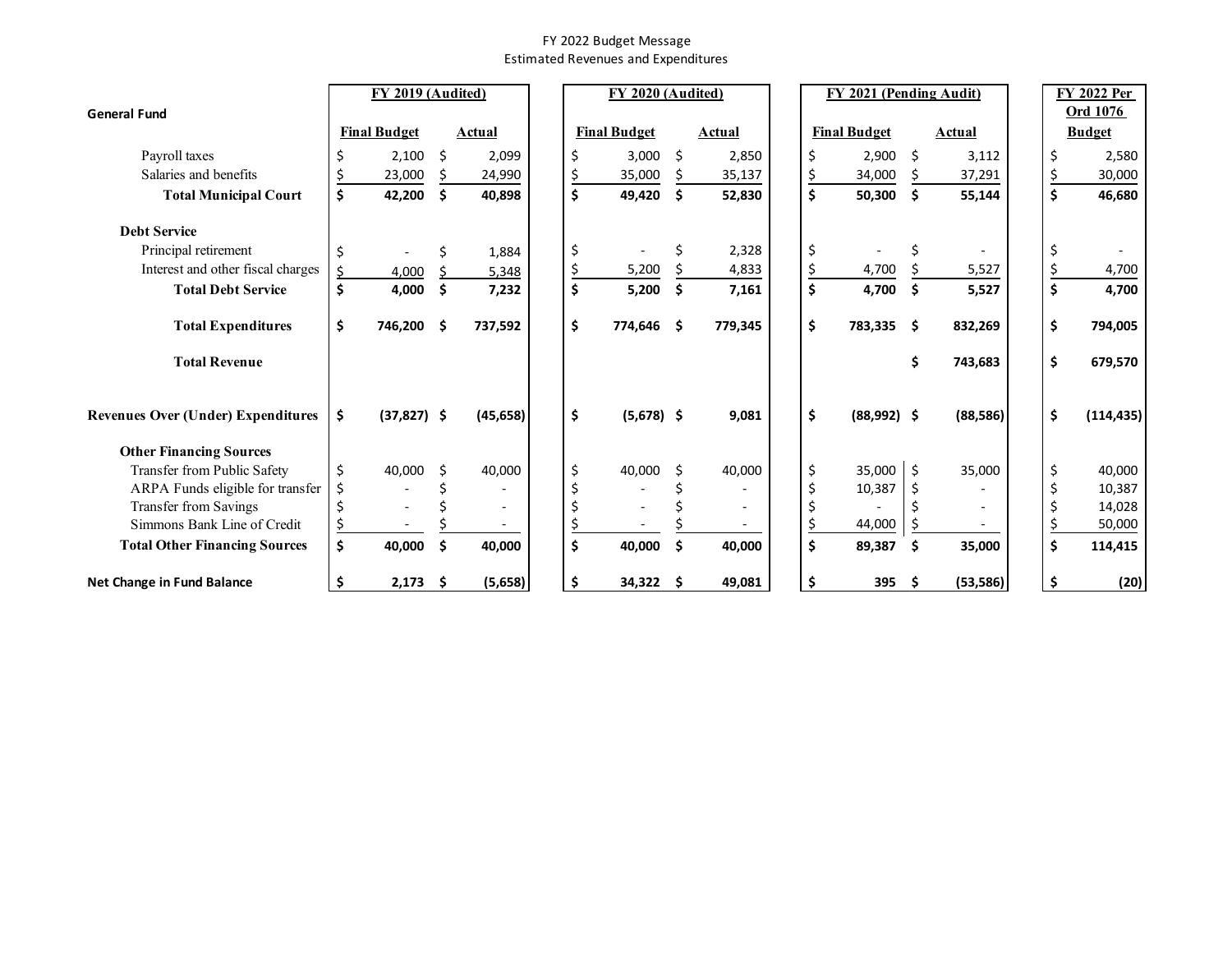FY 2022 Budget Message
Estimated Revenues and Expenditures

| General Fund | FY 2019 (Audited) | | FY 2020 (Audited) | | FY 2021 (Pending Audit) | | FY 2022 Per Ord 1076 |
|---|---|---|---|---|---|---|---|
| | Final Budget | Actual | Final Budget | Actual | Final Budget | Actual | Budget |
| Payroll taxes | $ 2,100 | $ 2,099 | $ 3,000 | $ 2,850 | $ 2,900 | $ 3,112 | $ 2,580 |
| Salaries and benefits | $ 23,000 | $ 24,990 | $ 35,000 | $ 35,137 | $ 34,000 | $ 37,291 | $ 30,000 |
| **Total Municipal Court** | **$ 42,200** | **$ 40,898** | **$ 49,420** | **$ 52,830** | **$ 50,300** | **$ 55,144** | **$ 46,680** |
| **Debt Service** | | | | | | | |
| Principal retirement | $ - | $ 1,884 | $ - | $ 2,328 | $ - | $ - | $ - |
| Interest and other fiscal charges | $ 4,000 | $ 5,348 | $ 5,200 | $ 4,833 | $ 4,700 | $ 5,527 | $ 4,700 |
| **Total Debt Service** | **$ 4,000** | **$ 7,232** | **$ 5,200** | **$ 7,161** | **$ 4,700** | **$ 5,527** | **$ 4,700** |
| **Total Expenditures** | **$ 746,200** | **$ 737,592** | **$ 774,646** | **$ 779,345** | **$ 783,335** | **$ 832,269** | **$ 794,005** |
| **Total Revenue** | | | | | | **$ 743,683** | **$ 679,570** |
| **Revenues Over (Under) Expenditures** | **$ (37,827)** | **$ (45,658)** | **$ (5,678)** | **$ 9,081** | **$ (88,992)** | **$ (88,586)** | **$ (114,435)** |
| **Other Financing Sources** | | | | | | | |
| Transfer from Public Safety | $ 40,000 | $ 40,000 | $ 40,000 | $ 40,000 | $ 35,000 | $ 35,000 | $ 40,000 |
| ARPA Funds eligible for transfer | $ - | $ - | $ - | $ - | $ 10,387 | $ - | $ 10,387 |
| Transfer from Savings | $ - | $ - | $ - | $ - | $ - | $ - | $ 14,028 |
| Simmons Bank Line of Credit | $ - | $ - | $ - | $ - | $ 44,000 | $ - | $ 50,000 |
| **Total Other Financing Sources** | **$ 40,000** | **$ 40,000** | **$ 40,000** | **$ 40,000** | **$ 89,387** | **$ 35,000** | **$ 114,415** |
| **Net Change in Fund Balance** | **$ 2,173** | **$ (5,658)** | **$ 34,322** | **$ 49,081** | **$ 395** | **$ (53,586)** | **$ (20)** |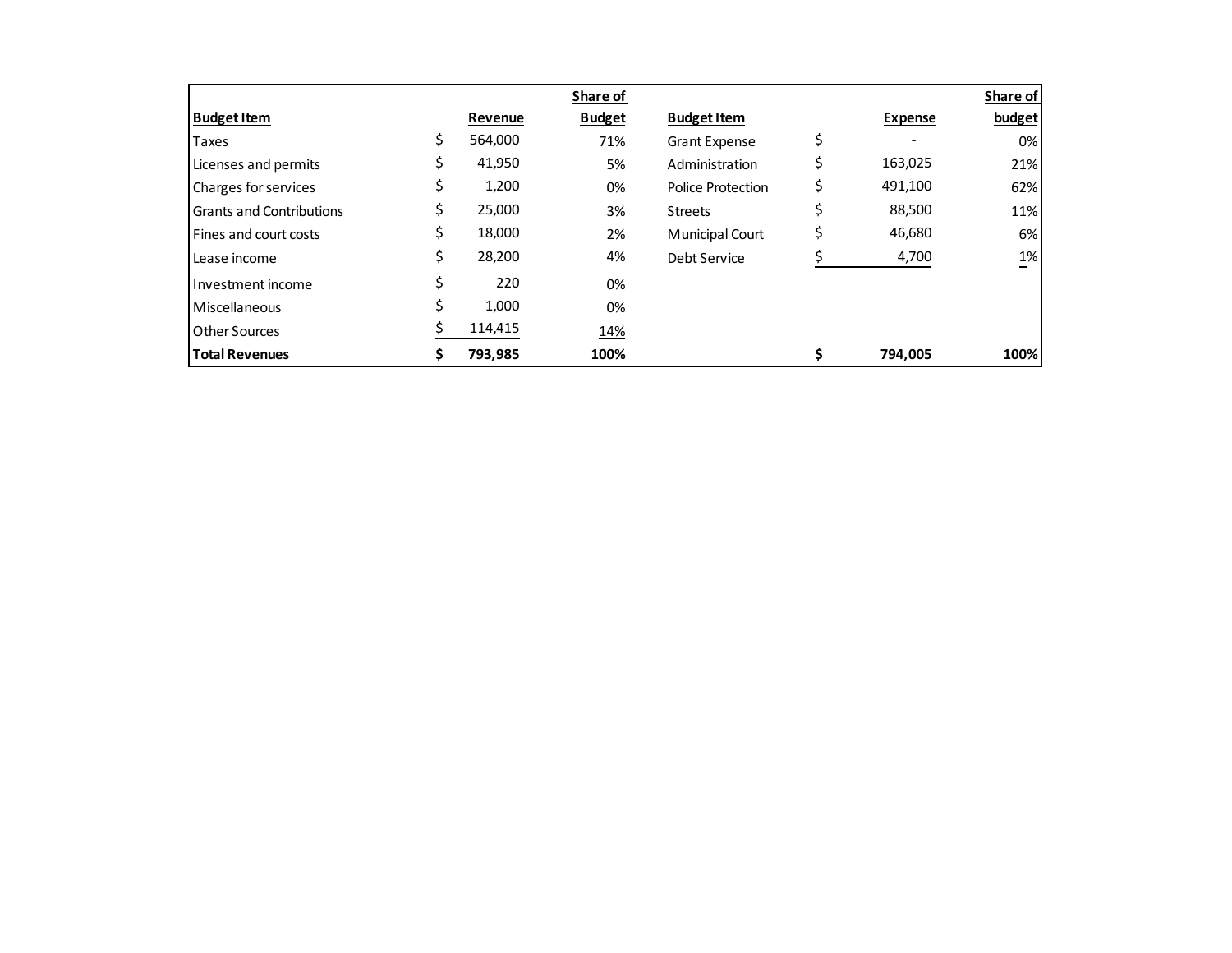| Budget Item | Revenue | Share of Budget | Budget Item | Expense | Share of budget |
|---|---|---|---|---|---|
| Taxes | $ 564,000 | 71% | Grant Expense | $ - | 0% |
| Licenses and permits | $ 41,950 | 5% | Administration | $ 163,025 | 21% |
| Charges for services | $ 1,200 | 0% | Police Protection | $ 491,100 | 62% |
| Grants and Contributions | $ 25,000 | 3% | Streets | $ 88,500 | 11% |
| Fines and court costs | $ 18,000 | 2% | Municipal Court | $ 46,680 | 6% |
| Lease income | $ 28,200 | 4% | Debt Service | $ 4,700 | 1% |
| Investment income | $ 220 | 0% | | | |
| Miscellaneous | $ 1,000 | 0% | | | |
| Other Sources | $ 114,415 | 14% | | | |
| **Total Revenues** | **$ 793,985** | **100%** | | **$ 794,005** | **100%** |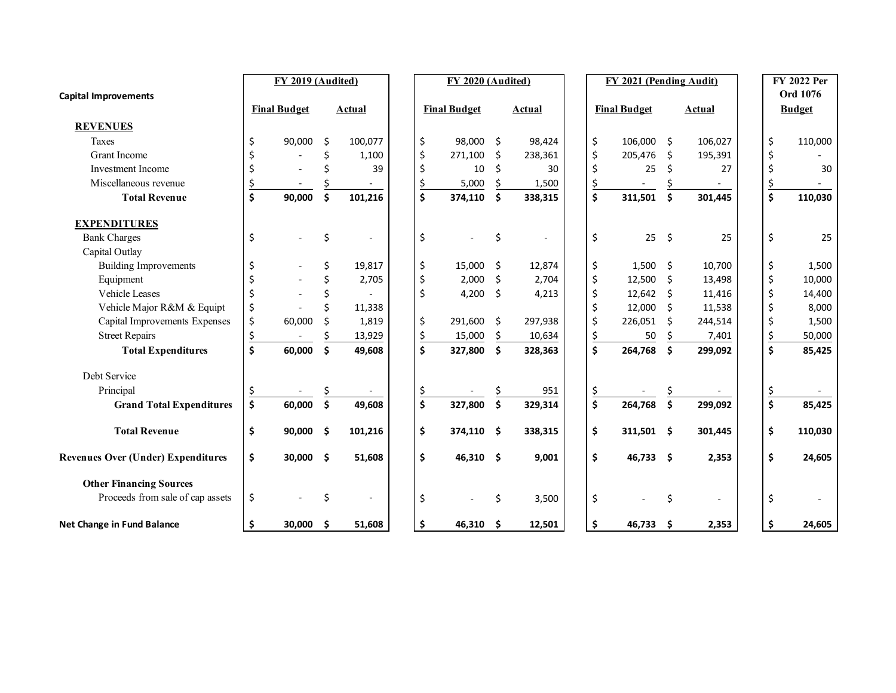| Capital Improvements | FY 2019 (Audited) | | FY 2020 (Audited) | | FY 2021 (Pending Audit) | | FY 2022 Per Ord 1076 |
|---|---|---|---|---|---|---|---|
| | Final Budget | Actual | Final Budget | Actual | Final Budget | Actual | Budget |
| **REVENUES** | | | | | | | |
| Taxes | $ 90,000 | $ 100,077 | $ 98,000 | $ 98,424 | $ 106,000 | $ 106,027 | $ 110,000 |
| Grant Income | $ - | $ 1,100 | $ 271,100 | $ 238,361 | $ 205,476 | $ 195,391 | $ - |
| Investment Income | $ - | $ 39 | $ 10 | $ 30 | $ 25 | $ 27 | $ 30 |
| Miscellaneous revenue | $ - | $ - | $ 5,000 | $ 1,500 | $ - | $ - | $ - |
| **Total Revenue** | **$ 90,000** | **$ 101,216** | **$ 374,110** | **$ 338,315** | **$ 311,501** | **$ 301,445** | **$ 110,030** |
| **EXPENDITURES** | | | | | | | |
| Bank Charges | $ - | $ - | $ - | $ - | $ 25 | $ 25 | $ 25 |
| Capital Outlay | | | | | | | |
| Building Improvements | $ - | $ 19,817 | $ 15,000 | $ 12,874 | $ 1,500 | $ 10,700 | $ 1,500 |
| Equipment | $ - | $ 2,705 | $ 2,000 | $ 2,704 | $ 12,500 | $ 13,498 | $ 10,000 |
| Vehicle Leases | $ - | $ - | $ 4,200 | $ 4,213 | $ 12,642 | $ 11,416 | $ 14,400 |
| Vehicle Major R&M & Equipt | $ - | $ 11,338 | | | $ 12,000 | $ 11,538 | $ 8,000 |
| Capital Improvements Expenses | $ 60,000 | $ 1,819 | $ 291,600 | $ 297,938 | $ 226,051 | $ 244,514 | $ 1,500 |
| Street Repairs | $ - | $ 13,929 | $ 15,000 | $ 10,634 | $ 50 | $ 7,401 | $ 50,000 |
| **Total Expenditures** | **$ 60,000** | **$ 49,608** | **$ 327,800** | **$ 328,363** | **$ 264,768** | **$ 299,092** | **$ 85,425** |
| Debt Service | | | | | | | |
| Principal | $ - | $ - | $ - | $ 951 | $ - | $ - | $ - |
| **Grand Total Expenditures** | **$ 60,000** | **$ 49,608** | **$ 327,800** | **$ 329,314** | **$ 264,768** | **$ 299,092** | **$ 85,425** |
| **Total Revenue** | **$ 90,000** | **$ 101,216** | **$ 374,110** | **$ 338,315** | **$ 311,501** | **$ 301,445** | **$ 110,030** |
| **Revenues Over (Under) Expenditures** | **$ 30,000** | **$ 51,608** | **$ 46,310** | **$ 9,001** | **$ 46,733** | **$ 2,353** | **$ 24,605** |
| **Other Financing Sources** | | | | | | | |
| Proceeds from sale of cap assets | $ - | $ - | $ - | $ 3,500 | $ - | $ - | $ - |
| **Net Change in Fund Balance** | **$ 30,000** | **$ 51,608** | **$ 46,310** | **$ 12,501** | **$ 46,733** | **$ 2,353** | **$ 24,605** |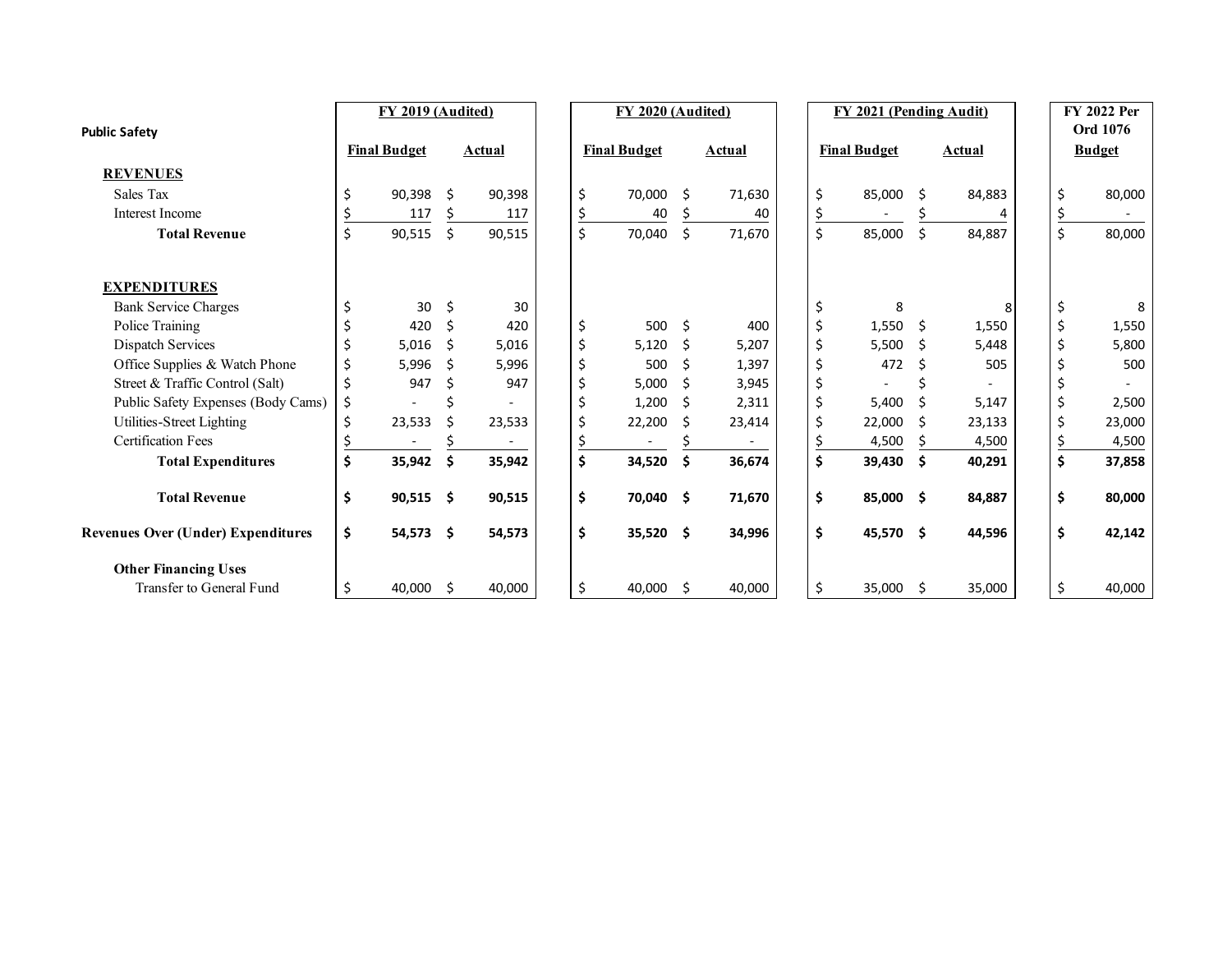| Public Safety | FY 2019 (Audited) | | FY 2020 (Audited) | | FY 2021 (Pending Audit) | | FY 2022 Per Ord 1076 |
|---|---|---|---|---|---|---|---|
| | **Final Budget** | **Actual** | **Final Budget** | **Actual** | **Final Budget** | **Actual** | **Budget** |
| **REVENUES** | | | | | | | |
| Sales Tax | $ 90,398 | $ 90,398 | $ 70,000 | $ 71,630 | $ 85,000 | $ 84,883 | $ 80,000 |
| Interest Income | $ 117 | $ 117 | $ 40 | $ 40 | $ - | $ 4 | $ - |
| **Total Revenue** | $ 90,515 | $ 90,515 | $ 70,040 | $ 71,670 | $ 85,000 | $ 84,887 | $ 80,000 |
| **EXPENDITURES** | | | | | | | |
| Bank Service Charges | $ 30 | $ 30 | | | $ 8 | 8 | $ 8 |
| Police Training | $ 420 | $ 420 | $ 500 | $ 400 | $ 1,550 | $ 1,550 | $ 1,550 |
| Dispatch Services | $ 5,016 | $ 5,016 | $ 5,120 | $ 5,207 | $ 5,500 | $ 5,448 | $ 5,800 |
| Office Supplies & Watch Phone | $ 5,996 | $ 5,996 | $ 500 | $ 1,397 | $ 472 | $ 505 | $ 500 |
| Street & Traffic Control (Salt) | $ 947 | $ 947 | $ 5,000 | $ 3,945 | $ - | $ - | $ - |
| Public Safety Expenses (Body Cams) | $ - | $ - | $ 1,200 | $ 2,311 | $ 5,400 | $ 5,147 | $ 2,500 |
| Utilities-Street Lighting | $ 23,533 | $ 23,533 | $ 22,200 | $ 23,414 | $ 22,000 | $ 23,133 | $ 23,000 |
| Certification Fees | $ - | $ - | $ - | $ - | $ 4,500 | $ 4,500 | $ 4,500 |
| **Total Expenditures** | **$ 35,942** | **$ 35,942** | **$ 34,520** | **$ 36,674** | **$ 39,430** | **$ 40,291** | **$ 37,858** |
| **Total Revenue** | **$ 90,515** | **$ 90,515** | **$ 70,040** | **$ 71,670** | **$ 85,000** | **$ 84,887** | **$ 80,000** |
| **Revenues Over (Under) Expenditures** | **$ 54,573** | **$ 54,573** | **$ 35,520** | **$ 34,996** | **$ 45,570** | **$ 44,596** | **$ 42,142** |
| **Other Financing Uses** | | | | | | | |
| Transfer to General Fund | $ 40,000 | $ 40,000 | $ 40,000 | $ 40,000 | $ 35,000 | $ 35,000 | $ 40,000 |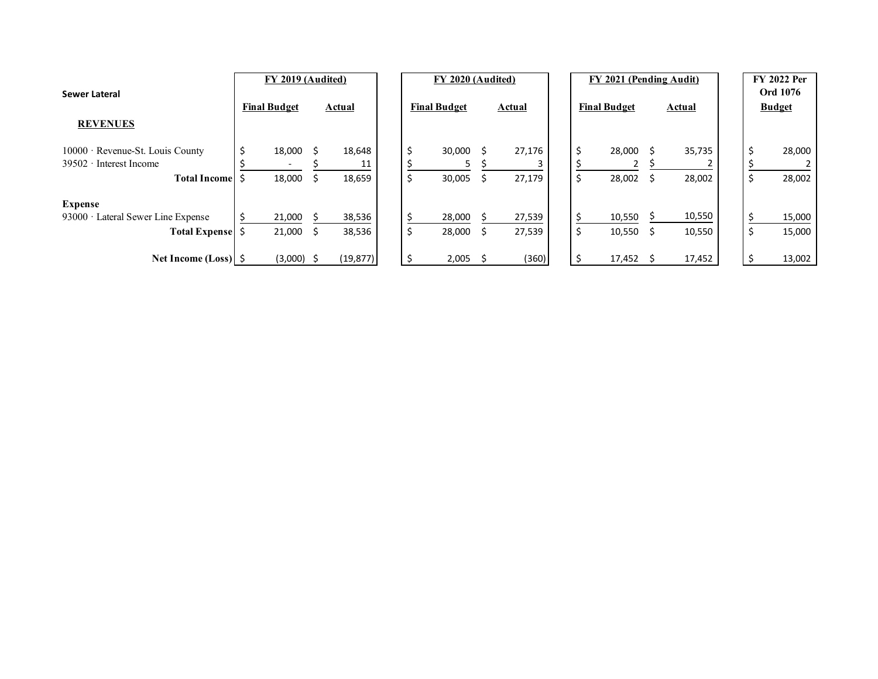**Sewer Lateral**

| | FY 2019 (Audited) | | FY 2020 (Audited) | | FY 2021 (Pending Audit) | | FY 2022 Per Ord 1076 |
|---|---|---|---|---|---|---|---|
| | Final Budget | Actual | Final Budget | Actual | Final Budget | Actual | Budget |
| **REVENUES** | | | | | | | |
| 10000 · Revenue-St. Louis County | $ 18,000 | $ 18,648 | $ 30,000 | $ 27,176 | $ 28,000 | $ 35,735 | $ 28,000 |
| 39502 · Interest Income | $ - | $ 11 | $ 5 | $ 3 | $ 2 | $ 2 | $ 2 |
| **Total Income** | $ 18,000 | $ 18,659 | $ 30,005 | $ 27,179 | $ 28,002 | $ 28,002 | $ 28,002 |
| **Expense** | | | | | | | |
| 93000 · Lateral Sewer Line Expense | $ 21,000 | $ 38,536 | $ 28,000 | $ 27,539 | $ 10,550 | $ 10,550 | $ 15,000 |
| **Total Expense** | $ 21,000 | $ 38,536 | $ 28,000 | $ 27,539 | $ 10,550 | $ 10,550 | $ 15,000 |
| **Net Income (Loss)** | $ (3,000) | $ (19,877) | $ 2,005 | $ (360) | $ 17,452 | $ 17,452 | $ 13,002 |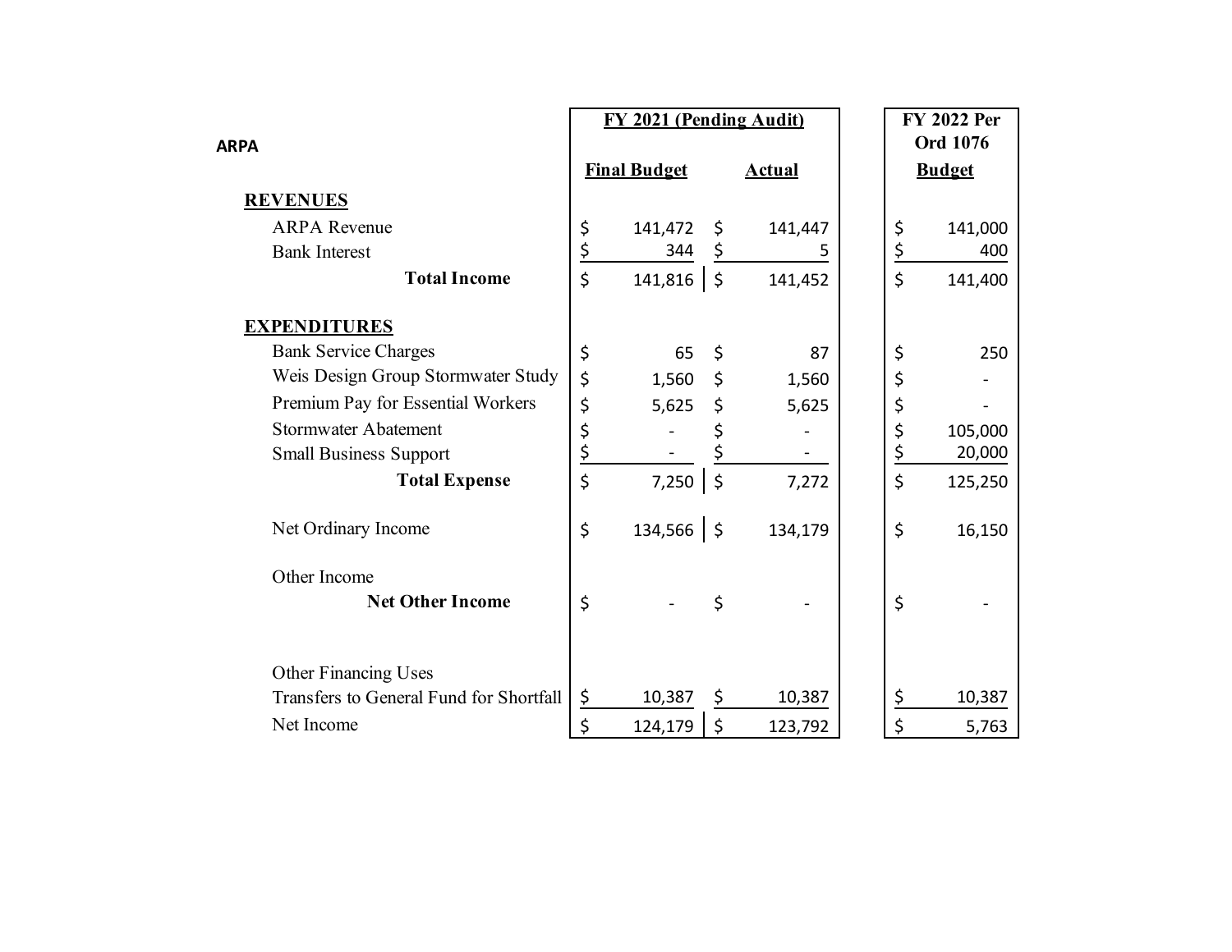**ARPA**

| | FY 2021 (Pending Audit) | | FY 2022 Per Ord 1076 |
|---|---|---|---|
| | **Final Budget** | **Actual** | **Budget** |
| **REVENUES** | | | |
| ARPA Revenue | $ 141,472 | $ 141,447 | $ 141,000 |
| Bank Interest | $ 344 | $ 5 | $ 400 |
| **Total Income** | $ 141,816 | $ 141,452 | $ 141,400 |
| **EXPENDITURES** | | | |
| Bank Service Charges | $ 65 | $ 87 | $ 250 |
| Weis Design Group Stormwater Study | $ 1,560 | $ 1,560 | $ - |
| Premium Pay for Essential Workers | $ 5,625 | $ 5,625 | $ - |
| Stormwater Abatement | $ - | $ - | $ 105,000 |
| Small Business Support | $ - | $ - | $ 20,000 |
| **Total Expense** | $ 7,250 | $ 7,272 | $ 125,250 |
| Net Ordinary Income | $ 134,566 | $ 134,179 | $ 16,150 |
| Other Income | | | |
| **Net Other Income** | $ - | $ - | $ - |
| Other Financing Uses | | | |
| Transfers to General Fund for Shortfall | $ 10,387 | $ 10,387 | $ 10,387 |
| Net Income | $ 124,179 | $ 123,792 | $ 5,763 |